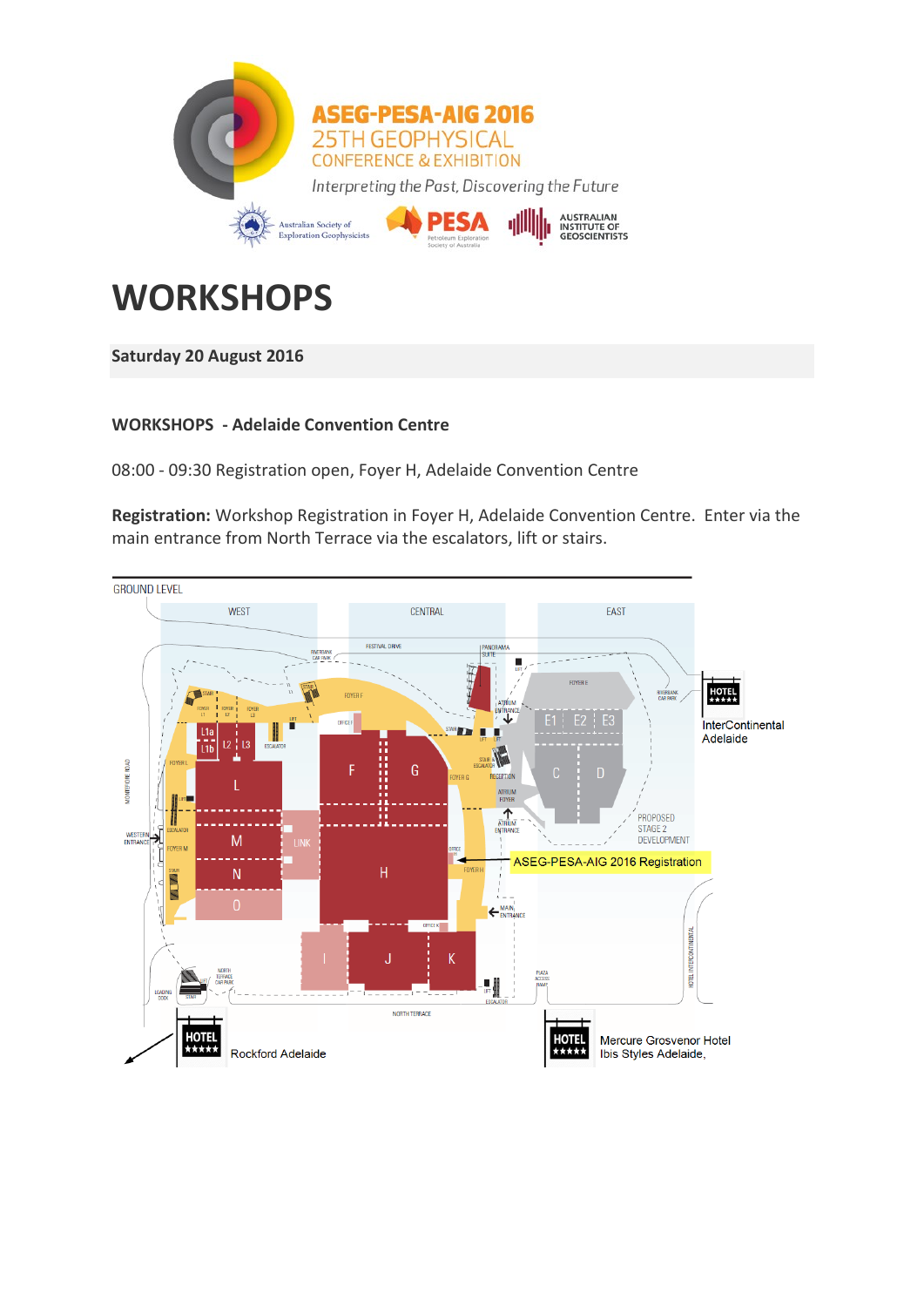ASEG-PESA-AIG 2016
25TH GEOPHYSICAL CONFERENCE & EXHIBITION
*Interpreting the Past, Discovering the Future*

Australian Society of Exploration Geophysicists | PESA Petroleum Exploration Society of Australia | AUSTRALIAN INSTITUTE OF GEOSCIENTISTS

# WORKSHOPS

**Saturday 20 August 2016**

**WORKSHOPS - Adelaide Convention Centre**

08:00 - 09:30 Registration open, Foyer H, Adelaide Convention Centre

**Registration:** Workshop Registration in Foyer H, Adelaide Convention Centre. Enter via the main entrance from North Terrace via the escalators, lift or stairs.

GROUND LEVEL

ASEG-PESA-AIG 2016 Registration

InterContinental Adelaide

Rockford Adelaide

Mercure Grosvenor Hotel
Ibis Styles Adelaide,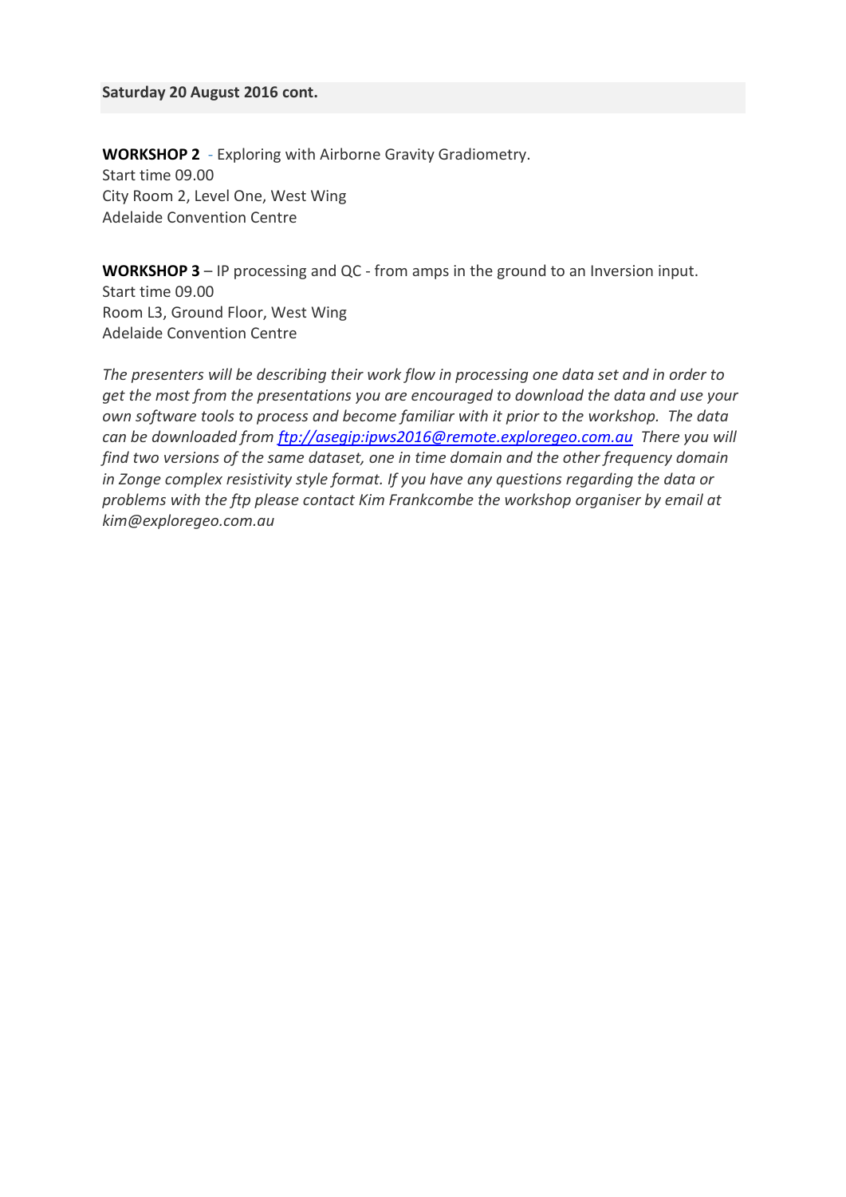**Saturday 20 August 2016 cont.**

**WORKSHOP 2** - Exploring with Airborne Gravity Gradiometry.
Start time 09.00
City Room 2, Level One, West Wing
Adelaide Convention Centre

**WORKSHOP 3** – IP processing and QC - from amps in the ground to an Inversion input.
Start time 09.00
Room L3, Ground Floor, West Wing
Adelaide Convention Centre

*The presenters will be describing their work flow in processing one data set and in order to get the most from the presentations you are encouraged to download the data and use your own software tools to process and become familiar with it prior to the workshop. The data can be downloaded from [ftp://asegip:ipws2016@remote.exploregeo.com.au](ftp://asegip:ipws2016@remote.exploregeo.com.au) There you will find two versions of the same dataset, one in time domain and the other frequency domain in Zonge complex resistivity style format. If you have any questions regarding the data or problems with the ftp please contact Kim Frankcombe the workshop organiser by email at kim@exploregeo.com.au*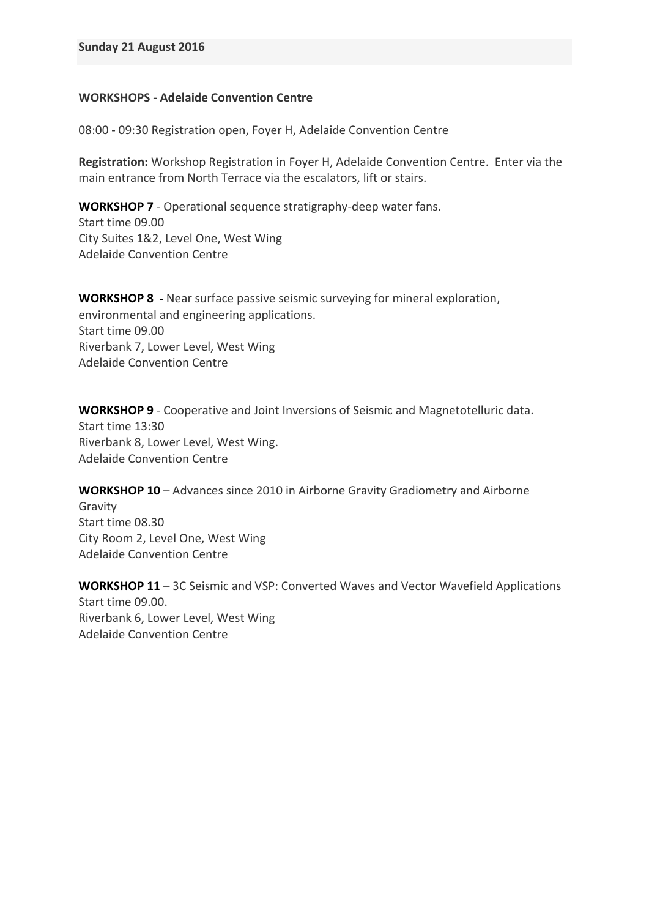## Sunday 21 August 2016

**WORKSHOPS - Adelaide Convention Centre**

08:00 - 09:30 Registration open, Foyer H, Adelaide Convention Centre

**Registration:** Workshop Registration in Foyer H, Adelaide Convention Centre. Enter via the main entrance from North Terrace via the escalators, lift or stairs.

**WORKSHOP 7** - Operational sequence stratigraphy-deep water fans.
Start time 09.00
City Suites 1&2, Level One, West Wing
Adelaide Convention Centre

**WORKSHOP 8 -** Near surface passive seismic surveying for mineral exploration, environmental and engineering applications.
Start time 09.00
Riverbank 7, Lower Level, West Wing
Adelaide Convention Centre

**WORKSHOP 9** - Cooperative and Joint Inversions of Seismic and Magnetotelluric data.
Start time 13:30
Riverbank 8, Lower Level, West Wing.
Adelaide Convention Centre

**WORKSHOP 10** – Advances since 2010 in Airborne Gravity Gradiometry and Airborne Gravity
Start time 08.30
City Room 2, Level One, West Wing
Adelaide Convention Centre

**WORKSHOP 11** – 3C Seismic and VSP: Converted Waves and Vector Wavefield Applications
Start time 09.00.
Riverbank 6, Lower Level, West Wing
Adelaide Convention Centre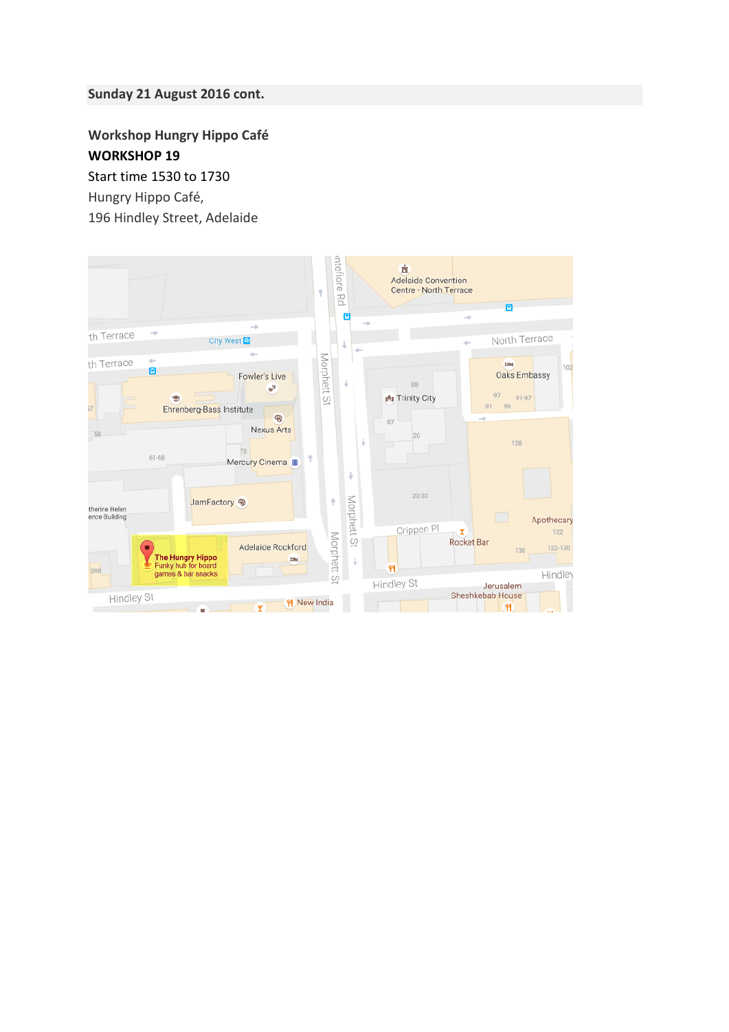Sunday 21 August 2016 cont.

**Workshop Hungry Hippo Café**

**WORKSHOP 19**

Start time 1530 to 1730

Hungry Hippo Café,

196 Hindley Street, Adelaide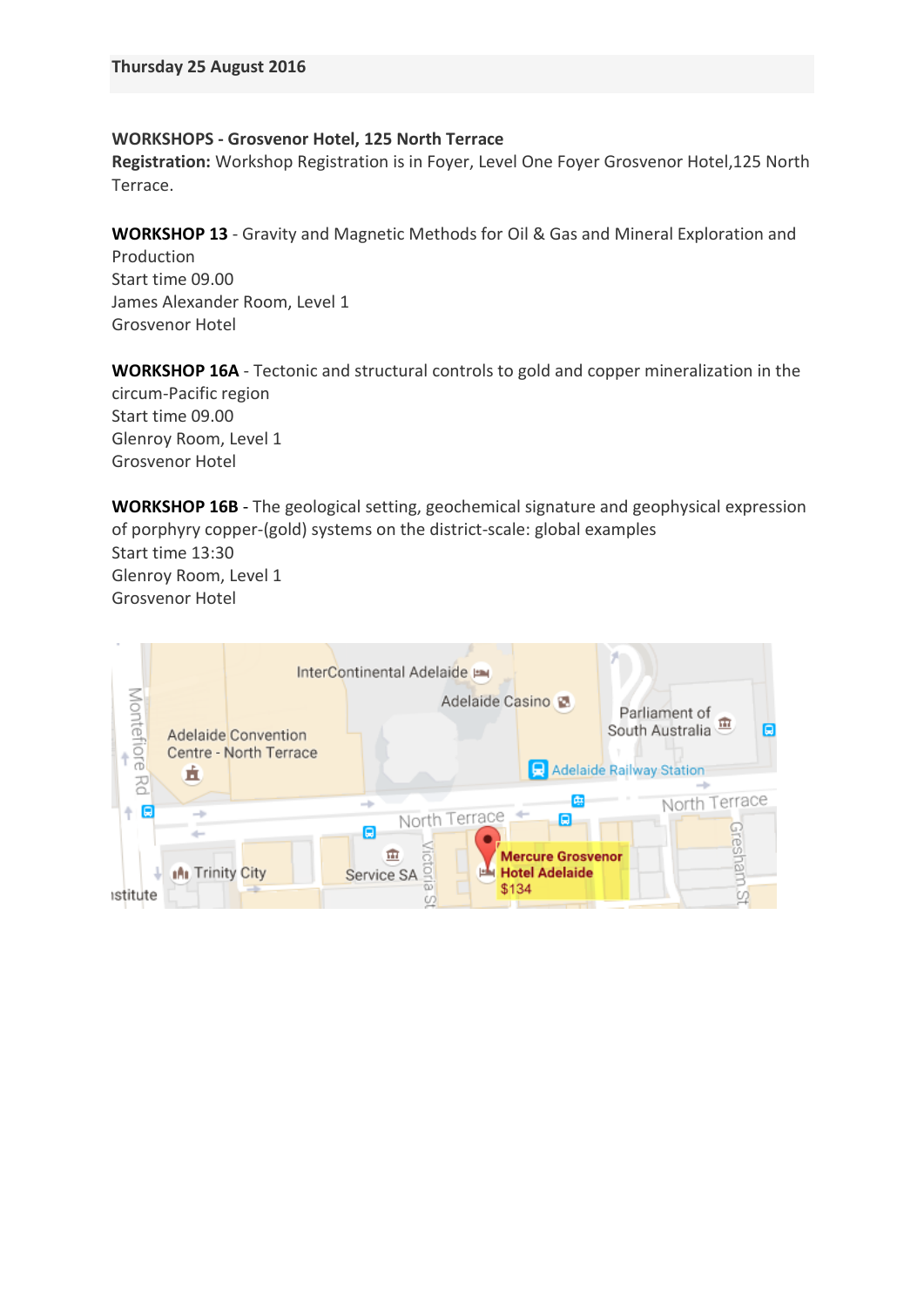**Thursday 25 August 2016**

**WORKSHOPS - Grosvenor Hotel, 125 North Terrace**
**Registration:** Workshop Registration is in Foyer, Level One Foyer Grosvenor Hotel,125 North Terrace.

**WORKSHOP 13** - Gravity and Magnetic Methods for Oil & Gas and Mineral Exploration and Production
Start time 09.00
James Alexander Room, Level 1
Grosvenor Hotel

**WORKSHOP 16A** - Tectonic and structural controls to gold and copper mineralization in the circum-Pacific region
Start time 09.00
Glenroy Room, Level 1
Grosvenor Hotel

**WORKSHOP 16B** - The geological setting, geochemical signature and geophysical expression of porphyry copper-(gold) systems on the district-scale: global examples
Start time 13:30
Glenroy Room, Level 1
Grosvenor Hotel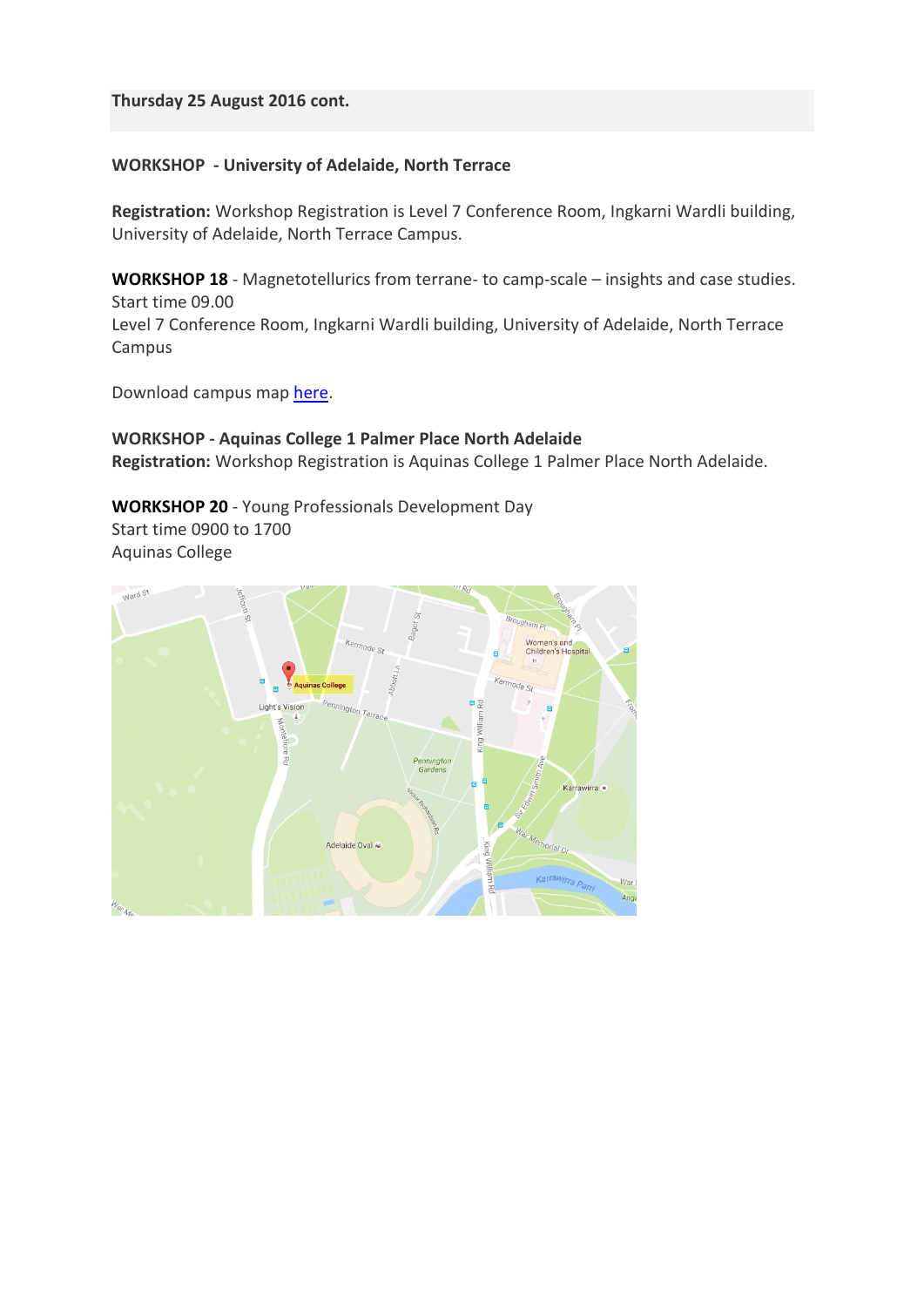**Thursday 25 August 2016 cont.**

**WORKSHOP - University of Adelaide, North Terrace**

**Registration:** Workshop Registration is Level 7 Conference Room, Ingkarni Wardli building, University of Adelaide, North Terrace Campus.

**WORKSHOP 18** - Magnetotellurics from terrane- to camp-scale – insights and case studies.
Start time 09.00
Level 7 Conference Room, Ingkarni Wardli building, University of Adelaide, North Terrace Campus

Download campus map here.

**WORKSHOP - Aquinas College 1 Palmer Place North Adelaide**
**Registration:** Workshop Registration is Aquinas College 1 Palmer Place North Adelaide.

**WORKSHOP 20** - Young Professionals Development Day
Start time 0900 to 1700
Aquinas College